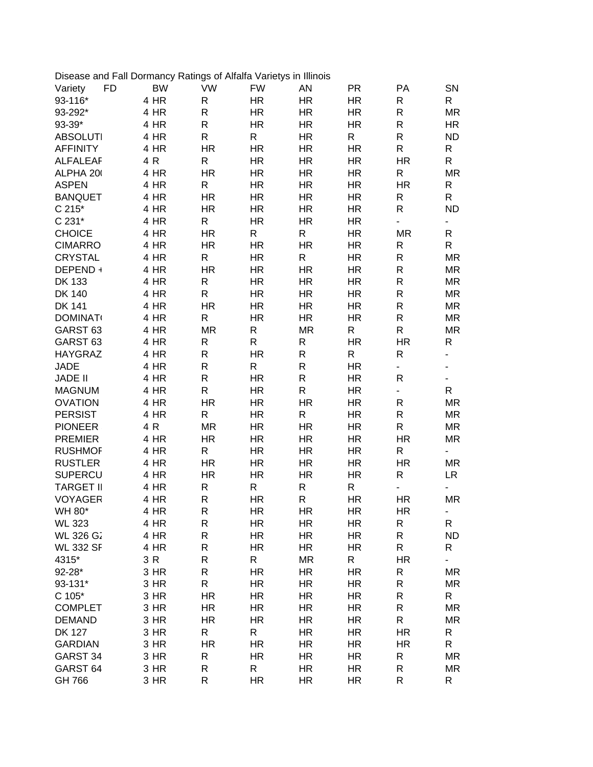Disease and Fall Dormancy Ratings of Alfalfa Varietys in Illinois

| Variety | FD | BW | VW | FW | AN | PR | PA | SN |
|---|---|---|---|---|---|---|---|---|
| 93-116* | 4 | HR | R | HR | HR | HR | R | R |
| 93-292* | 4 | HR | R | HR | HR | HR | R | MR |
| 93-39* | 4 | HR | R | HR | HR | HR | R | HR |
| ABSOLUTI | 4 | HR | R | R | HR | R | R | ND |
| AFFINITY | 4 | HR | HR | HR | HR | HR | R | R |
| ALFALEAF | 4 | R | R | HR | HR | HR | HR | R |
| ALPHA 20( | 4 | HR | HR | HR | HR | HR | R | MR |
| ASPEN | 4 | HR | R | HR | HR | HR | HR | R |
| BANQUET | 4 | HR | HR | HR | HR | HR | R | R |
| C 215* | 4 | HR | HR | HR | HR | HR | R | ND |
| C 231* | 4 | HR | R | HR | HR | HR | - | - |
| CHOICE | 4 | HR | HR | R | R | HR | MR | R |
| CIMARRO | 4 | HR | HR | HR | HR | HR | R | R |
| CRYSTAL | 4 | HR | R | HR | R | HR | R | MR |
| DEPEND + | 4 | HR | HR | HR | HR | HR | R | MR |
| DK 133 | 4 | HR | R | HR | HR | HR | R | MR |
| DK 140 | 4 | HR | R | HR | HR | HR | R | MR |
| DK 141 | 4 | HR | HR | HR | HR | HR | R | MR |
| DOMINAT( | 4 | HR | R | HR | HR | HR | R | MR |
| GARST 63 | 4 | HR | MR | R | MR | R | R | MR |
| GARST 63 | 4 | HR | R | R | R | HR | HR | R |
| HAYGRAZ | 4 | HR | R | HR | R | R | R | - |
| JADE | 4 | HR | R | R | R | HR | - | - |
| JADE II | 4 | HR | R | HR | R | HR | R | - |
| MAGNUM | 4 | HR | R | HR | R | HR | - | R |
| OVATION | 4 | HR | HR | HR | HR | HR | R | MR |
| PERSIST | 4 | HR | R | HR | R | HR | R | MR |
| PIONEER | 4 | R | MR | HR | HR | HR | R | MR |
| PREMIER | 4 | HR | HR | HR | HR | HR | HR | MR |
| RUSHMOF | 4 | HR | R | HR | HR | HR | R | - |
| RUSTLER | 4 | HR | HR | HR | HR | HR | HR | MR |
| SUPERCU | 4 | HR | HR | HR | HR | HR | R | LR |
| TARGET II | 4 | HR | R | R | R | R | - | - |
| VOYAGER | 4 | HR | R | HR | R | HR | HR | MR |
| WH 80* | 4 | HR | R | HR | HR | HR | HR | - |
| WL 323 | 4 | HR | R | HR | HR | HR | R | R |
| WL 326 GZ | 4 | HR | R | HR | HR | HR | R | ND |
| WL 332 SF | 4 | HR | R | HR | HR | HR | R | R |
| 4315* | 3 | R | R | R | MR | R | HR | - |
| 92-28* | 3 | HR | R | HR | HR | HR | R | MR |
| 93-131* | 3 | HR | R | HR | HR | HR | R | MR |
| C 105* | 3 | HR | HR | HR | HR | HR | R | R |
| COMPLET | 3 | HR | HR | HR | HR | HR | R | MR |
| DEMAND | 3 | HR | HR | HR | HR | HR | R | MR |
| DK 127 | 3 | HR | R | R | HR | HR | HR | R |
| GARDIAN | 3 | HR | HR | HR | HR | HR | HR | R |
| GARST 34 | 3 | HR | R | HR | HR | HR | R | MR |
| GARST 64 | 3 | HR | R | R | HR | HR | R | MR |
| GH 766 | 3 | HR | R | HR | HR | HR | R | R |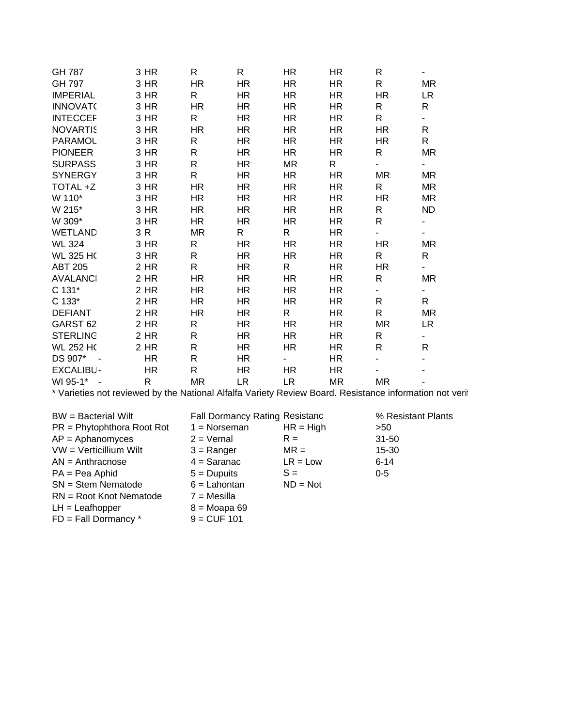| | | | | | | | |
|---|---|---|---|---|---|---|---|
| GH 787 | 3 | HR | R | R | HR | HR | R | - |
| GH 797 | 3 | HR | HR | HR | HR | HR | R | MR |
| IMPERIAL | 3 | HR | R | HR | HR | HR | HR | LR |
| INNOVATC | 3 | HR | HR | HR | HR | HR | R | R |
| INTECCEF | 3 | HR | R | HR | HR | HR | R | - |
| NOVARTIS | 3 | HR | HR | HR | HR | HR | HR | R |
| PARAMOU | 3 | HR | R | HR | HR | HR | HR | R |
| PIONEER | 3 | HR | R | HR | HR | HR | R | MR |
| SURPASS | 3 | HR | R | HR | MR | R | - | - |
| SYNERGY | 3 | HR | R | HR | HR | HR | MR | MR |
| TOTAL +Z | 3 | HR | HR | HR | HR | HR | R | MR |
| W 110* | 3 | HR | HR | HR | HR | HR | HR | MR |
| W 215* | 3 | HR | HR | HR | HR | HR | R | ND |
| W 309* | 3 | HR | HR | HR | HR | HR | R | - |
| WETLAND | 3 | R | MR | R | R | HR | - | - |
| WL 324 | 3 | HR | R | HR | HR | HR | HR | MR |
| WL 325 HC | 3 | HR | R | HR | HR | HR | R | R |
| ABT 205 | 2 | HR | R | HR | R | HR | HR | - |
| AVALANCI | 2 | HR | HR | HR | HR | HR | R | MR |
| C 131* | 2 | HR | HR | HR | HR | HR | - | - |
| C 133* | 2 | HR | HR | HR | HR | HR | R | R |
| DEFIANT | 2 | HR | HR | HR | R | HR | R | MR |
| GARST 62 | 2 | HR | R | HR | HR | HR | MR | LR |
| STERLING | 2 | HR | R | HR | HR | HR | R | - |
| WL 252 HC | 2 | HR | R | HR | HR | HR | R | R |
| DS 907* | - | HR | R | HR | - | HR | - | - |
| EXCALIBU | - | HR | R | HR | HR | HR | - | - |
| WI 95-1* | - | R | MR | LR | LR | MR | MR | - |

* Varieties not reviewed by the National Alfalfa Variety Review Board. Resistance information not verit

| | Fall Dormancy Rating | Resistanc | % Resistant Plants |
|---|---|---|---|
| BW = Bacterial Wilt | | | |
| PR = Phytophthora Root Rot | 1 = Norseman | HR = High | >50 |
| AP = Aphanomyces | 2 = Vernal | R = | 31-50 |
| VW = Verticillium Wilt | 3 = Ranger | MR = | 15-30 |
| AN = Anthracnose | 4 = Saranac | LR = Low | 6-14 |
| PA = Pea Aphid | 5 = Dupuits | S = | 0-5 |
| SN = Stem Nematode | 6 = Lahontan | ND = Not | |
| RN = Root Knot Nematode | 7 = Mesilla | | |
| LH = Leafhopper | 8 = Moapa 69 | | |
| FD = Fall Dormancy * | 9 = CUF 101 | | |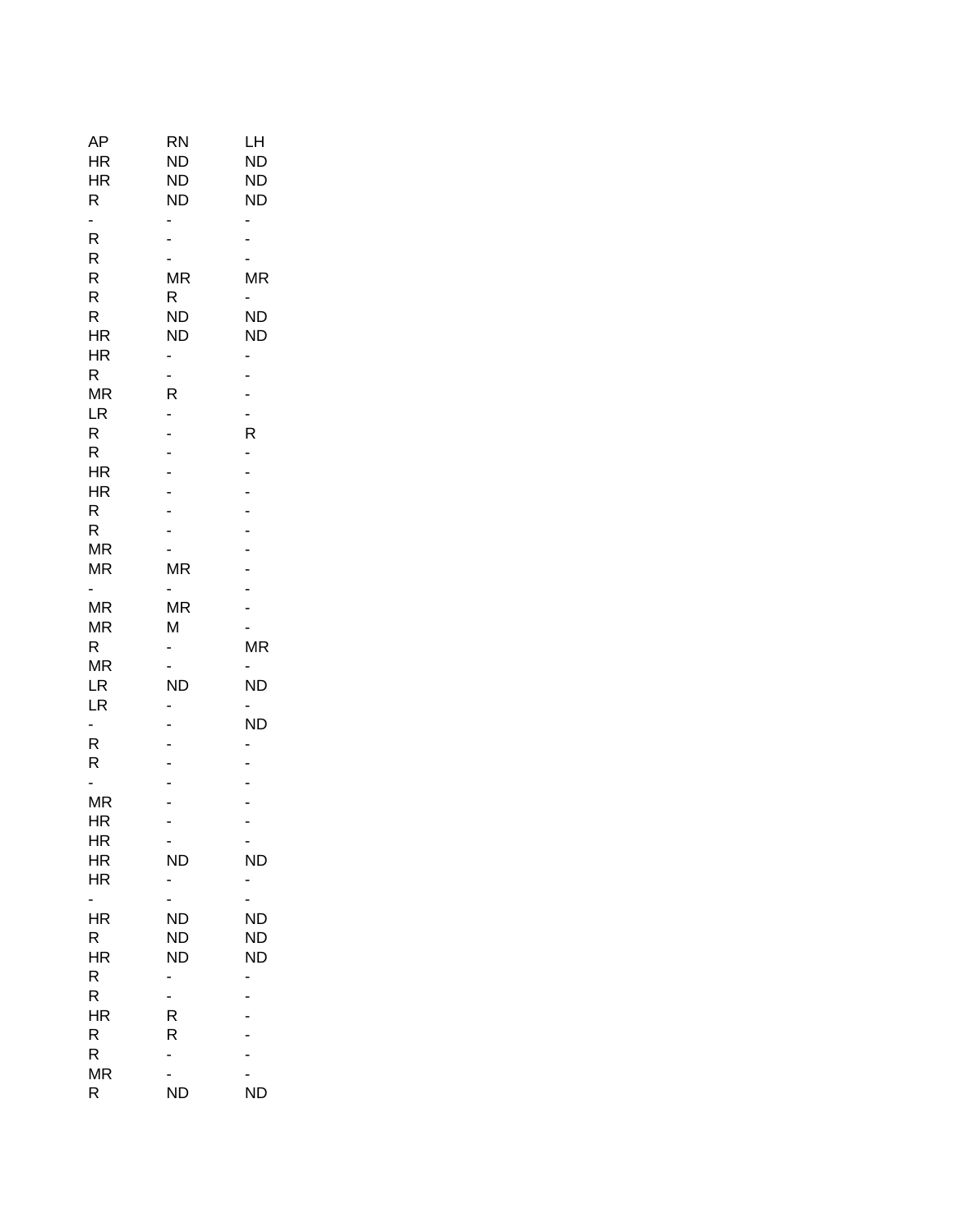| AP | RN | LH |
|---|---|---|
| HR | ND | ND |
| HR | ND | ND |
| R | ND | ND |
| - | - | - |
| R | - | - |
| R | - | - |
| R | MR | MR |
| R | R | - |
| R | ND | ND |
| HR | ND | ND |
| HR | - | - |
| R | - | - |
| MR | R | - |
| LR | - | - |
| R | - | R |
| R | - | - |
| HR | - | - |
| HR | - | - |
| R | - | - |
| R | - | - |
| MR | - | - |
| MR | MR | - |
| - | - | - |
| MR | MR | - |
| MR | M | - |
| R | - | MR |
| MR | - | - |
| LR | ND | ND |
| LR | - | - |
| - | - | ND |
| R | - | - |
| R | - | - |
| - | - | - |
| MR | - | - |
| HR | - | - |
| HR | - | - |
| HR | ND | ND |
| HR | - | - |
| - | - | - |
| HR | ND | ND |
| R | ND | ND |
| HR | ND | ND |
| R | - | - |
| R | - | - |
| HR | R | - |
| R | R | - |
| R | - | - |
| MR | - | - |
| R | ND | ND |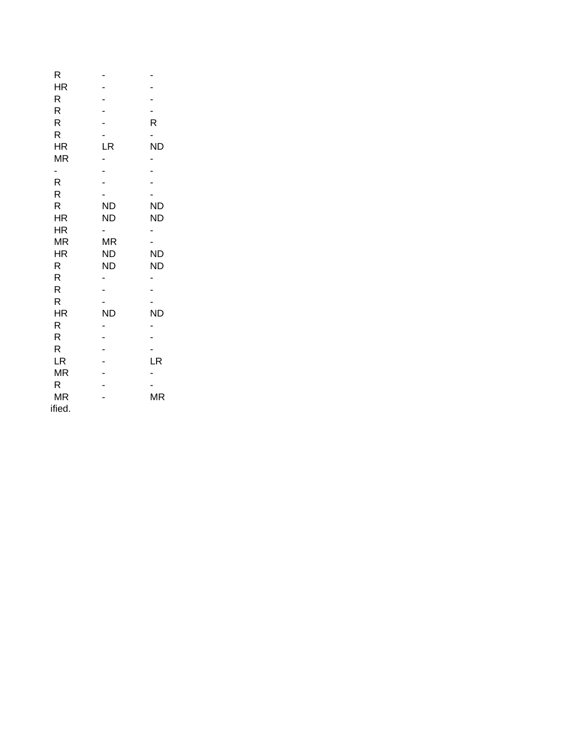| | | |
|---|---|---|
| R | - | - |
| HR | - | - |
| R | - | - |
| R | - | - |
| R | - | R |
| R | - | - |
| HR | LR | ND |
| MR | - | - |
| - | - | - |
| R | - | - |
| R | - | - |
| R | ND | ND |
| HR | ND | ND |
| HR | - | - |
| MR | MR | - |
| HR | ND | ND |
| R | ND | ND |
| R | - | - |
| R | - | - |
| R | - | - |
| HR | ND | ND |
| R | - | - |
| R | - | - |
| R | - | - |
| LR | - | LR |
| MR | - | - |
| R | - | - |
| MR | - | MR |

ified.